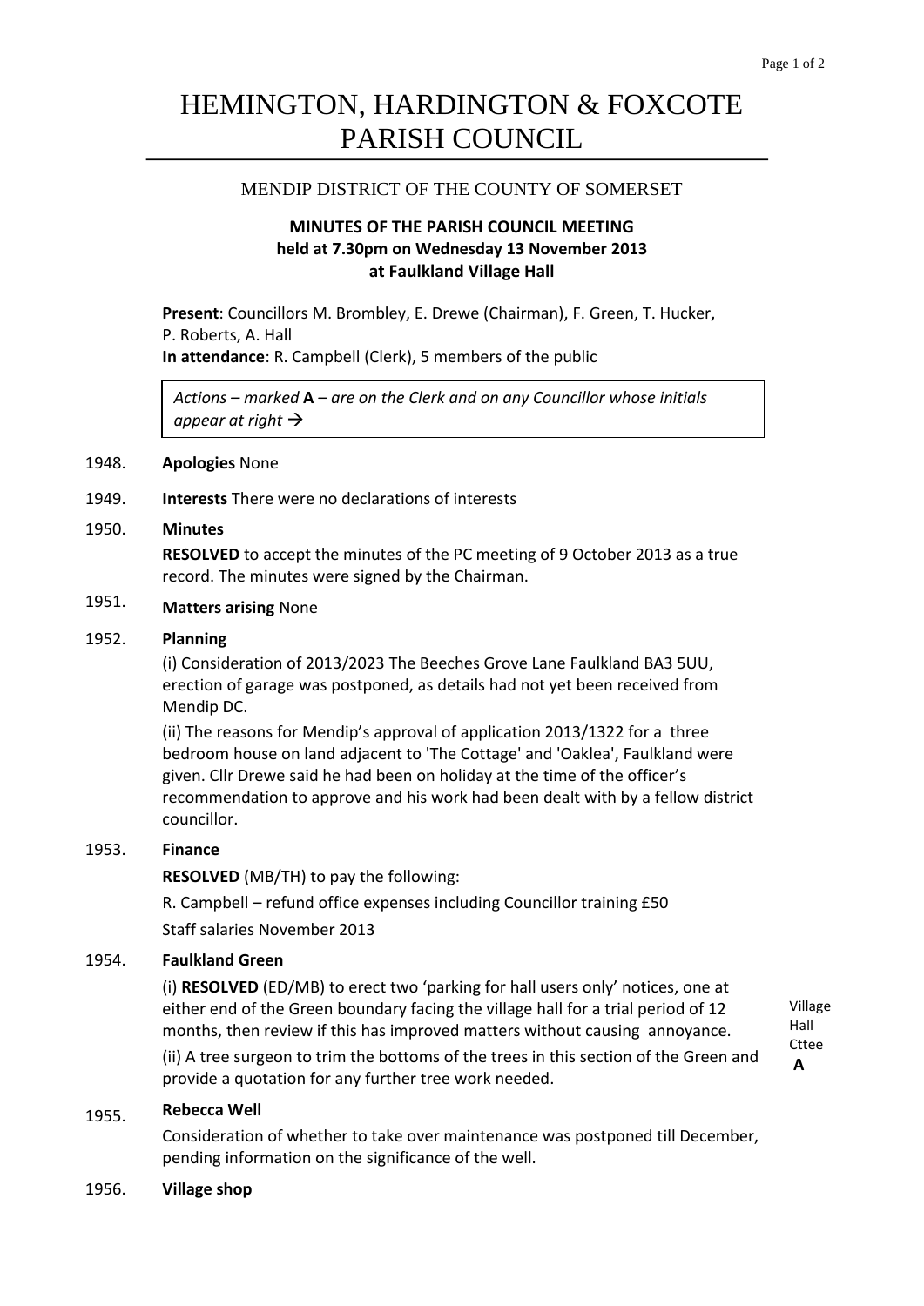# HEMINGTON, HARDINGTON & FOXCOTE PARISH COUNCIL

MENDIP DISTRICT OF THE COUNTY OF SOMERSET

**MINUTES OF THE PARISH COUNCIL MEETING**
**held at 7.30pm on Wednesday 13 November 2013**
**at Faulkland Village Hall**

**Present**: Councillors M. Brombley, E. Drewe (Chairman), F. Green, T. Hucker, P. Roberts, A. Hall
**In attendance**: R. Campbell (Clerk), 5 members of the public

> *Actions – marked* **A** *– are on the Clerk and on any Councillor whose initials appear at right →*

1948. **Apologies** None

1949. **Interests** There were no declarations of interests

1950. **Minutes**

**RESOLVED** to accept the minutes of the PC meeting of 9 October 2013 as a true record. The minutes were signed by the Chairman.

1951. **Matters arising** None

1952. **Planning**

(i) Consideration of 2013/2023 The Beeches Grove Lane Faulkland BA3 5UU, erection of garage was postponed, as details had not yet been received from Mendip DC.

(ii) The reasons for Mendip's approval of application 2013/1322 for a three bedroom house on land adjacent to 'The Cottage' and 'Oaklea', Faulkland were given. Cllr Drewe said he had been on holiday at the time of the officer's recommendation to approve and his work had been dealt with by a fellow district councillor.

1953. **Finance**

**RESOLVED** (MB/TH) to pay the following:

R. Campbell – refund office expenses including Councillor training £50

Staff salaries November 2013

1954. **Faulkland Green**

(i) **RESOLVED** (ED/MB) to erect two 'parking for hall users only' notices, one at either end of the Green boundary facing the village hall for a trial period of 12 months, then review if this has improved matters without causing annoyance. — Village Hall Cttee **A**

(ii) A tree surgeon to trim the bottoms of the trees in this section of the Green and provide a quotation for any further tree work needed.

1955. **Rebecca Well**

Consideration of whether to take over maintenance was postponed till December, pending information on the significance of the well.

1956. **Village shop**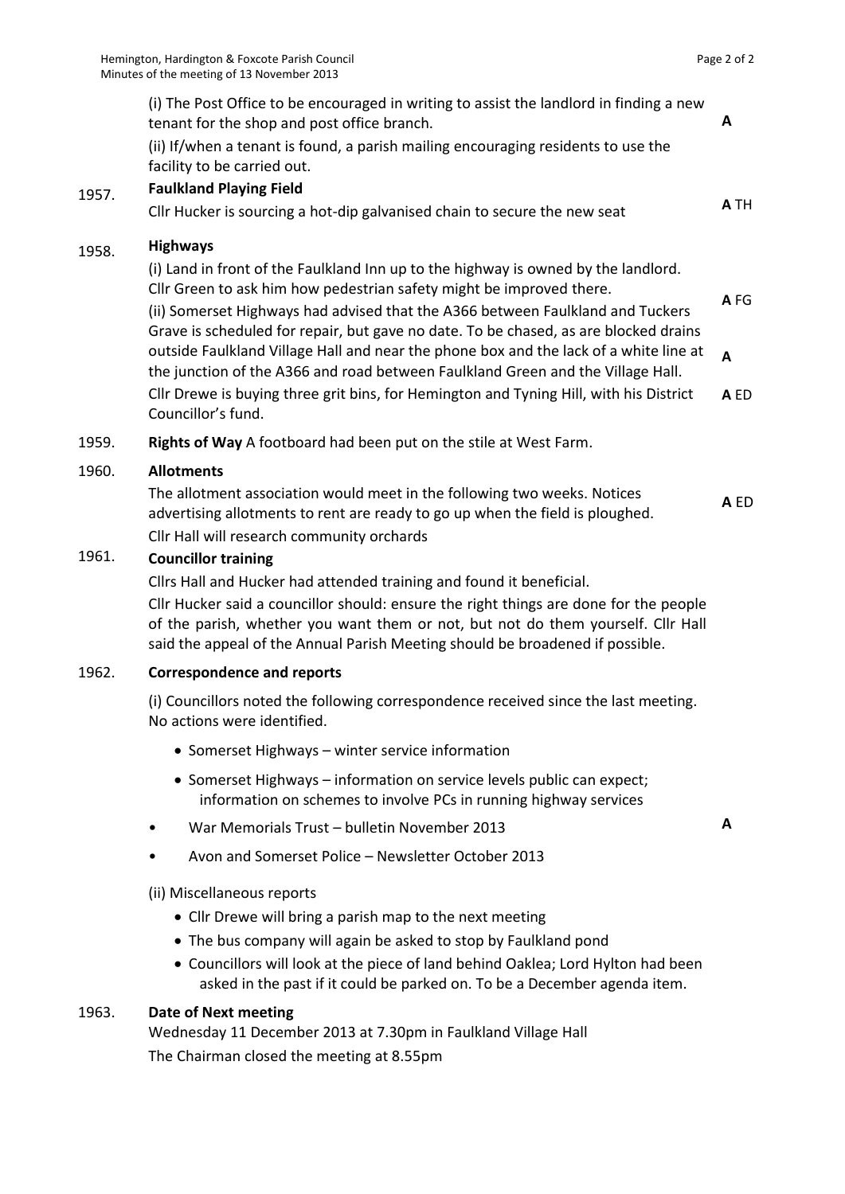(i) The Post Office to be encouraged in writing to assist the landlord in finding a new tenant for the shop and post office branch. **A**

(ii) If/when a tenant is found, a parish mailing encouraging residents to use the facility to be carried out.

1957. **Faulkland Playing Field**

Cllr Hucker is sourcing a hot-dip galvanised chain to secure the new seat **A** TH

1958. **Highways**

(i) Land in front of the Faulkland Inn up to the highway is owned by the landlord. Cllr Green to ask him how pedestrian safety might be improved there. **A** FG

(ii) Somerset Highways had advised that the A366 between Faulkland and Tuckers Grave is scheduled for repair, but gave no date. To be chased, as are blocked drains outside Faulkland Village Hall and near the phone box and the lack of a white line at the junction of the A366 and road between Faulkland Green and the Village Hall. **A**

Cllr Drewe is buying three grit bins, for Hemington and Tyning Hill, with his District Councillor's fund. **A** ED

1959. **Rights of Way** A footboard had been put on the stile at West Farm.

1960. **Allotments**

The allotment association would meet in the following two weeks. Notices advertising allotments to rent are ready to go up when the field is ploughed. **A** ED

Cllr Hall will research community orchards

1961. **Councillor training**

Cllrs Hall and Hucker had attended training and found it beneficial.

Cllr Hucker said a councillor should: ensure the right things are done for the people of the parish, whether you want them or not, but not do them yourself. Cllr Hall said the appeal of the Annual Parish Meeting should be broadened if possible.

1962. **Correspondence and reports**

(i) Councillors noted the following correspondence received since the last meeting. No actions were identified.

- Somerset Highways – winter service information
- Somerset Highways – information on service levels public can expect; information on schemes to involve PCs in running highway services
- War Memorials Trust – bulletin November 2013 **A**
- Avon and Somerset Police – Newsletter October 2013

(ii) Miscellaneous reports

- Cllr Drewe will bring a parish map to the next meeting
- The bus company will again be asked to stop by Faulkland pond
- Councillors will look at the piece of land behind Oaklea; Lord Hylton had been asked in the past if it could be parked on. To be a December agenda item.

1963. **Date of Next meeting**

Wednesday 11 December 2013 at 7.30pm in Faulkland Village Hall

The Chairman closed the meeting at 8.55pm